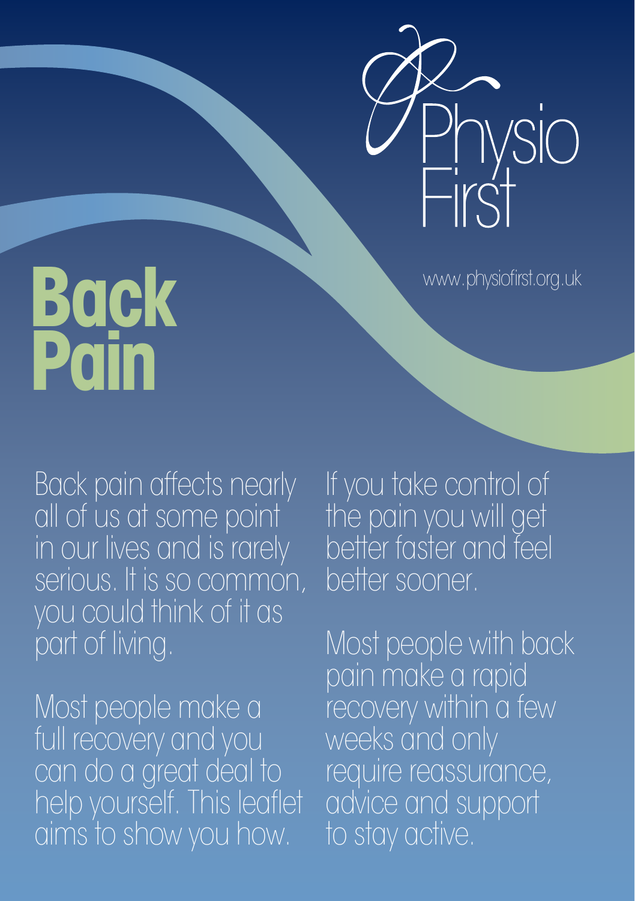Physio First

www.physiofirst.org.uk

# Back Pain

Back pain affects nearly all of us at some point in our lives and is rarely serious. It is so common, you could think of it as part of living.

Most people make a full recovery and you can do a great deal to help yourself. This leaflet aims to show you how.

If you take control of the pain you will get better faster and feel better sooner.

Most people with back pain make a rapid recovery within a few weeks and only require reassurance, advice and support to stay active.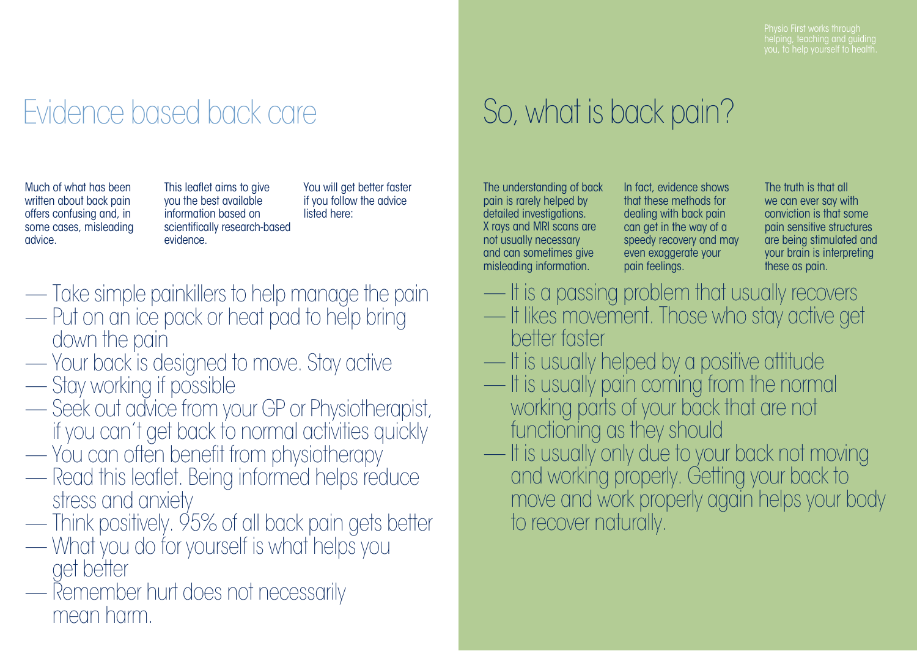# Evidence based back care

Much of what has been written about back pain offers confusing and, in some cases, misleading advice.

This leaflet aims to give you the best available information based on scientifically research-based evidence.

You will get better faster if you follow the advice listed here:

- Take simple painkillers to help manage the pain
- Put on an ice pack or heat pad to help bring down the pain
- Your back is designed to move. Stay active
- Stay working if possible
- Seek out advice from your GP or Physiotherapist, if you can't get back to normal activities quickly
- You can often benefit from physiotherapy
- Read this leaflet. Being informed helps reduce stress and anxiety
- Think positively. 95% of all back pain gets better
- What you do for yourself is what helps you get better
- Remember hurt does not necessarily mean harm.

Physio First works through helping, teaching and guiding you, to help yourself to health.

# So, what is back pain?

The understanding of back pain is rarely helped by detailed investigations. X rays and MRI scans are not usually necessary and can sometimes give misleading information.

In fact, evidence shows that these methods for dealing with back pain can get in the way of a speedy recovery and may even exaggerate your pain feelings.

The truth is that all we can ever say with conviction is that some pain sensitive structures are being stimulated and your brain is interpreting these as pain.

- It is a passing problem that usually recovers
- It likes movement. Those who stay active get better faster
- It is usually helped by a positive attitude
- It is usually pain coming from the normal working parts of your back that are not functioning as they should
- It is usually only due to your back not moving and working properly. Getting your back to move and work properly again helps your body to recover naturally.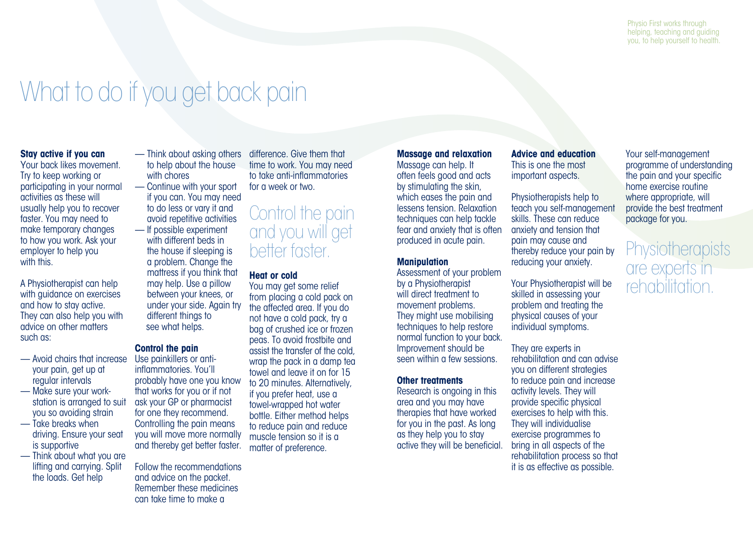Physio First works through helping, teaching and guiding you, to help yourself to health.

# What to do if you get back pain

**Stay active if you can**
Your back likes movement. Try to keep working or participating in your normal activities as these will usually help you to recover faster. You may need to make temporary changes to how you work. Ask your employer to help you with this.

A Physiotherapist can help with guidance on exercises and how to stay active. They can also help you with advice on other matters such as:

- Avoid chairs that increase your pain, get up at regular intervals
- Make sure your work-station is arranged to suit you so avoiding strain
- Take breaks when driving. Ensure your seat is supportive
- Think about what you are lifting and carrying. Split the loads. Get help
- Think about asking others to help about the house with chores
- Continue with your sport if you can. You may need to do less or vary it and avoid repetitive activities
- If possible experiment with different beds in the house if sleeping is a problem. Change the mattress if you think that may help. Use a pillow between your knees, or under your side. Again try different things to see what helps.

**Control the pain**
Use painkillers or anti-inflammatories. You'll probably have one you know that works for you or if not ask your GP or pharmacist for one they recommend. Controlling the pain means you will move more normally and thereby get better faster.

Follow the recommendations and advice on the packet. Remember these medicines can take time to make a difference. Give them that time to work. You may need to take anti-inflammatories for a week or two.

## Control the pain and you will get better faster.

**Heat or cold**
You may get some relief from placing a cold pack on the affected area. If you do not have a cold pack, try a bag of crushed ice or frozen peas. To avoid frostbite and assist the transfer of the cold, wrap the pack in a damp tea towel and leave it on for 15 to 20 minutes. Alternatively, if you prefer heat, use a towel-wrapped hot water bottle. Either method helps to reduce pain and reduce muscle tension so it is a matter of preference.

**Massage and relaxation**
Massage can help. It often feels good and acts by stimulating the skin, which eases the pain and lessens tension. Relaxation techniques can help tackle fear and anxiety that is often produced in acute pain.

**Manipulation**
Assessment of your problem by a Physiotherapist will direct treatment to movement problems. They might use mobilising techniques to help restore normal function to your back. Improvement should be seen within a few sessions.

**Other treatments**
Research is ongoing in this area and you may have therapies that have worked for you in the past. As long as they help you to stay active they will be beneficial.

**Advice and education**
This is one the most important aspects.

Physiotherapists help to teach you self-management skills. These can reduce anxiety and tension that pain may cause and thereby reduce your pain by reducing your anxiety.

Your Physiotherapist will be skilled in assessing your problem and treating the physical causes of your individual symptoms.

They are experts in rehabilitation and can advise you on different strategies to reduce pain and increase activity levels. They will provide specific physical exercises to help with this. They will individualise exercise programmes to bring in all aspects of the rehabilitation process so that it is as effective as possible.

Your self-management programme of understanding the pain and your specific home exercise routine where appropriate, will provide the best treatment package for you.

## Physiotherapists are experts in rehabilitation.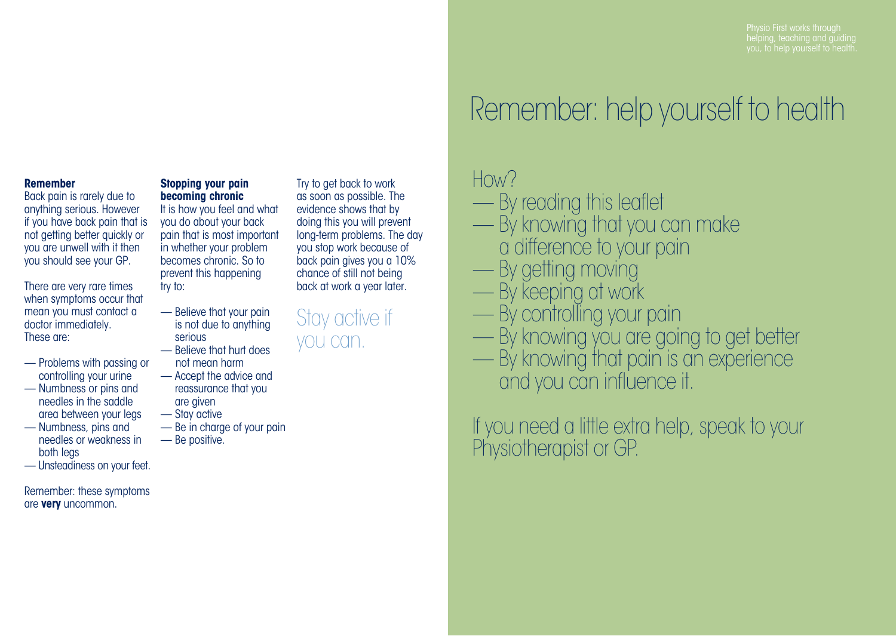**Remember**

Back pain is rarely due to anything serious. However if you have back pain that is not getting better quickly or you are unwell with it then you should see your GP.

There are very rare times when symptoms occur that mean you must contact a doctor immediately. These are:

- Problems with passing or controlling your urine
- Numbness or pins and needles in the saddle area between your legs
- Numbness, pins and needles or weakness in both legs
- Unsteadiness on your feet.

Remember: these symptoms are **very** uncommon.

**Stopping your pain becoming chronic**

It is how you feel and what you do about your back pain that is most important in whether your problem becomes chronic. So to prevent this happening try to:

- Believe that your pain is not due to anything serious
- Believe that hurt does not mean harm
- Accept the advice and reassurance that you are given
- Stay active
- Be in charge of your pain
- Be positive.

Try to get back to work as soon as possible. The evidence shows that by doing this you will prevent long-term problems. The day you stop work because of back pain gives you a 10% chance of still not being back at work a year later.

Stay active if you can.

Physio First works through helping, teaching and guiding you, to help yourself to health.

# Remember: help yourself to health

How?

- By reading this leaflet
- By knowing that you can make a difference to your pain
- By getting moving
- By keeping at work
- By controlling your pain
- By knowing you are going to get better
- By knowing that pain is an experience and you can influence it.

If you need a little extra help, speak to your Physiotherapist or GP.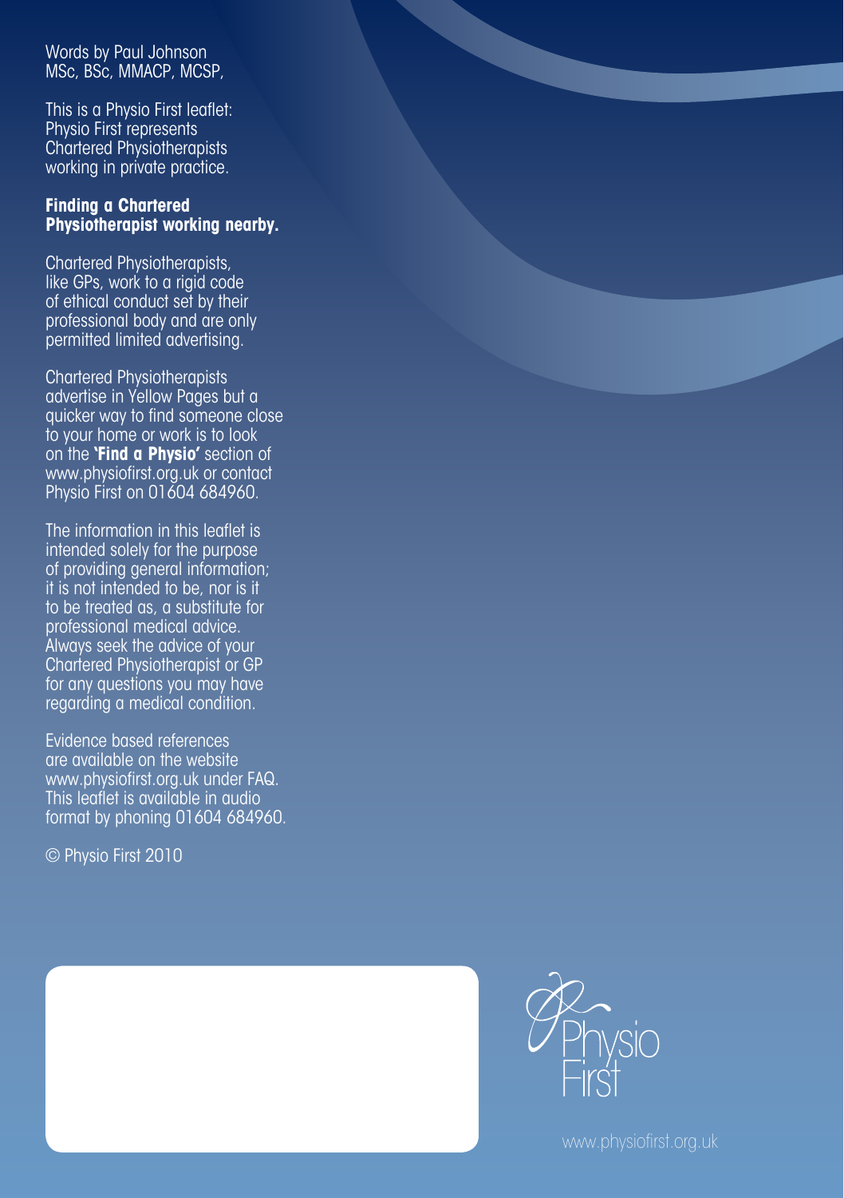Words by Paul Johnson
MSc, BSc, MMACP, MCSP,

This is a Physio First leaflet: Physio First represents Chartered Physiotherapists working in private practice.

**Finding a Chartered Physiotherapist working nearby.**

Chartered Physiotherapists, like GPs, work to a rigid code of ethical conduct set by their professional body and are only permitted limited advertising.

Chartered Physiotherapists advertise in Yellow Pages but a quicker way to find someone close to your home or work is to look on the **'Find a Physio'** section of www.physiofirst.org.uk or contact Physio First on 01604 684960.

The information in this leaflet is intended solely for the purpose of providing general information; it is not intended to be, nor is it to be treated as, a substitute for professional medical advice. Always seek the advice of your Chartered Physiotherapist or GP for any questions you may have regarding a medical condition.

Evidence based references are available on the website www.physiofirst.org.uk under FAQ. This leaflet is available in audio format by phoning 01604 684960.

© Physio First 2010

Physio First

www.physiofirst.org.uk